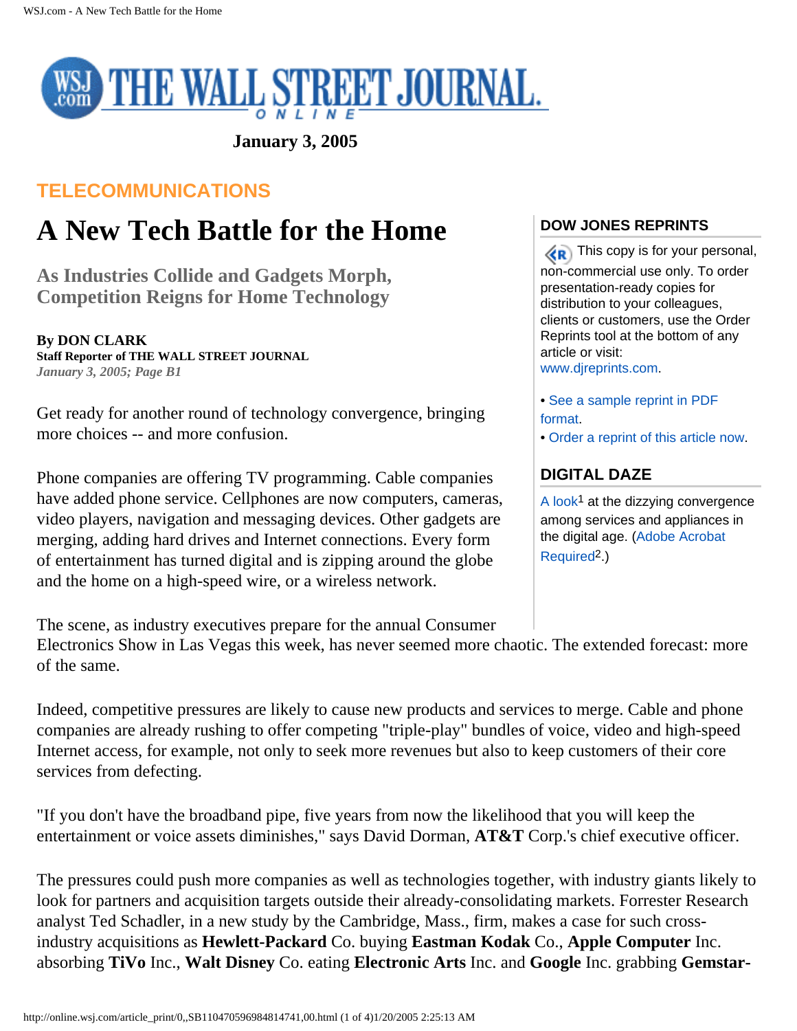# THE WALL STREET JOURNAL ONLINE

**January 3, 2005**

TELECOMMUNICATIONS

# A New Tech Battle for the Home

## As Industries Collide and Gadgets Morph, Competition Reigns for Home Technology

**By DON CLARK**
**Staff Reporter of THE WALL STREET JOURNAL**
*January 3, 2005; Page B1*

Get ready for another round of technology convergence, bringing more choices -- and more confusion.

Phone companies are offering TV programming. Cable companies have added phone service. Cellphones are now computers, cameras, video players, navigation and messaging devices. Other gadgets are merging, adding hard drives and Internet connections. Every form of entertainment has turned digital and is zipping around the globe and the home on a high-speed wire, or a wireless network.

The scene, as industry executives prepare for the annual Consumer Electronics Show in Las Vegas this week, has never seemed more chaotic. The extended forecast: more of the same.

Indeed, competitive pressures are likely to cause new products and services to merge. Cable and phone companies are already rushing to offer competing "triple-play" bundles of voice, video and high-speed Internet access, for example, not only to seek more revenues but also to keep customers of their core services from defecting.

"If you don't have the broadband pipe, five years from now the likelihood that you will keep the entertainment or voice assets diminishes," says David Dorman, **AT&T** Corp.'s chief executive officer.

The pressures could push more companies as well as technologies together, with industry giants likely to look for partners and acquisition targets outside their already-consolidating markets. Forrester Research analyst Ted Schadler, in a new study by the Cambridge, Mass., firm, makes a case for such cross-industry acquisitions as **Hewlett-Packard** Co. buying **Eastman Kodak** Co., **Apple Computer** Inc. absorbing **TiVo** Inc., **Walt Disney** Co. eating **Electronic Arts** Inc. and **Google** Inc. grabbing **Gemstar-**

### DOW JONES REPRINTS

This copy is for your personal, non-commercial use only. To order presentation-ready copies for distribution to your colleagues, clients or customers, use the Order Reprints tool at the bottom of any article or visit: www.djreprints.com.

- See a sample reprint in PDF format.
- Order a reprint of this article now.

### DIGITAL DAZE

A look[1] at the dizzying convergence among services and appliances in the digital age. (Adobe Acrobat Required[2].)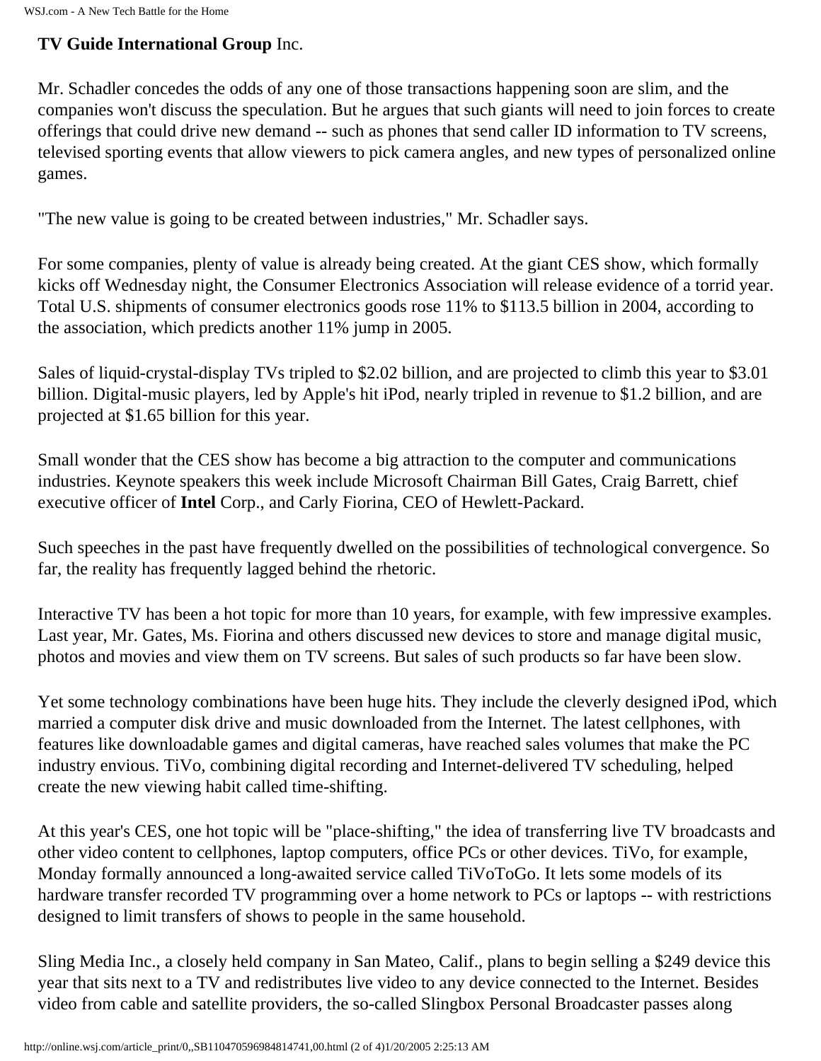**TV Guide International Group** Inc.

Mr. Schadler concedes the odds of any one of those transactions happening soon are slim, and the companies won't discuss the speculation. But he argues that such giants will need to join forces to create offerings that could drive new demand -- such as phones that send caller ID information to TV screens, televised sporting events that allow viewers to pick camera angles, and new types of personalized online games.

"The new value is going to be created between industries," Mr. Schadler says.

For some companies, plenty of value is already being created. At the giant CES show, which formally kicks off Wednesday night, the Consumer Electronics Association will release evidence of a torrid year. Total U.S. shipments of consumer electronics goods rose 11% to $113.5 billion in 2004, according to the association, which predicts another 11% jump in 2005.

Sales of liquid-crystal-display TVs tripled to $2.02 billion, and are projected to climb this year to $3.01 billion. Digital-music players, led by Apple's hit iPod, nearly tripled in revenue to $1.2 billion, and are projected at $1.65 billion for this year.

Small wonder that the CES show has become a big attraction to the computer and communications industries. Keynote speakers this week include Microsoft Chairman Bill Gates, Craig Barrett, chief executive officer of **Intel** Corp., and Carly Fiorina, CEO of Hewlett-Packard.

Such speeches in the past have frequently dwelled on the possibilities of technological convergence. So far, the reality has frequently lagged behind the rhetoric.

Interactive TV has been a hot topic for more than 10 years, for example, with few impressive examples. Last year, Mr. Gates, Ms. Fiorina and others discussed new devices to store and manage digital music, photos and movies and view them on TV screens. But sales of such products so far have been slow.

Yet some technology combinations have been huge hits. They include the cleverly designed iPod, which married a computer disk drive and music downloaded from the Internet. The latest cellphones, with features like downloadable games and digital cameras, have reached sales volumes that make the PC industry envious. TiVo, combining digital recording and Internet-delivered TV scheduling, helped create the new viewing habit called time-shifting.

At this year's CES, one hot topic will be "place-shifting," the idea of transferring live TV broadcasts and other video content to cellphones, laptop computers, office PCs or other devices. TiVo, for example, Monday formally announced a long-awaited service called TiVoToGo. It lets some models of its hardware transfer recorded TV programming over a home network to PCs or laptops -- with restrictions designed to limit transfers of shows to people in the same household.

Sling Media Inc., a closely held company in San Mateo, Calif., plans to begin selling a $249 device this year that sits next to a TV and redistributes live video to any device connected to the Internet. Besides video from cable and satellite providers, the so-called Slingbox Personal Broadcaster passes along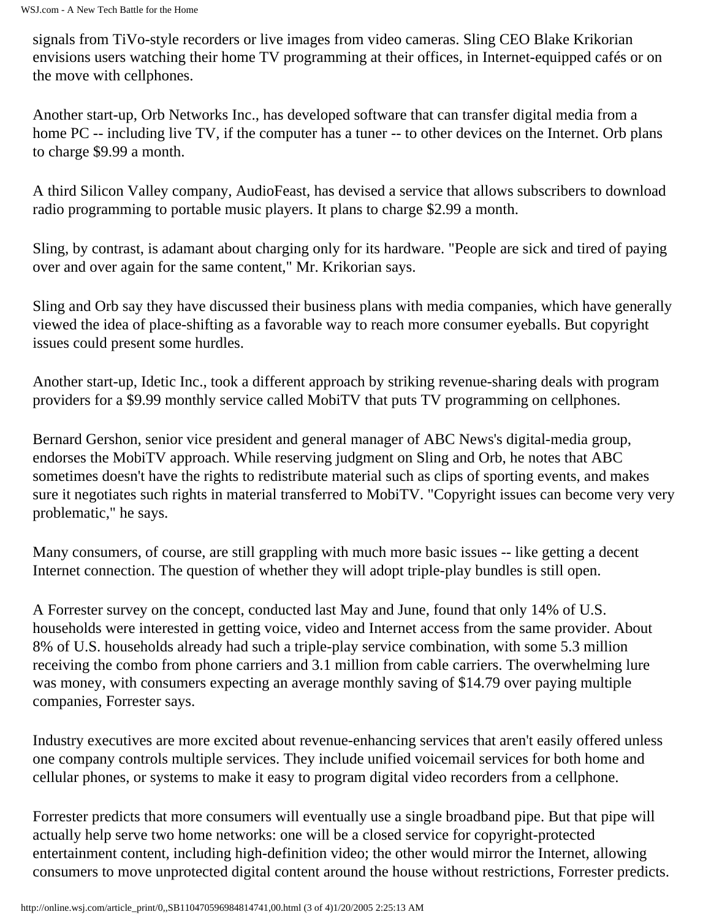signals from TiVo-style recorders or live images from video cameras. Sling CEO Blake Krikorian envisions users watching their home TV programming at their offices, in Internet-equipped cafés or on the move with cellphones.

Another start-up, Orb Networks Inc., has developed software that can transfer digital media from a home PC -- including live TV, if the computer has a tuner -- to other devices on the Internet. Orb plans to charge $9.99 a month.

A third Silicon Valley company, AudioFeast, has devised a service that allows subscribers to download radio programming to portable music players. It plans to charge $2.99 a month.

Sling, by contrast, is adamant about charging only for its hardware. "People are sick and tired of paying over and over again for the same content," Mr. Krikorian says.

Sling and Orb say they have discussed their business plans with media companies, which have generally viewed the idea of place-shifting as a favorable way to reach more consumer eyeballs. But copyright issues could present some hurdles.

Another start-up, Idetic Inc., took a different approach by striking revenue-sharing deals with program providers for a $9.99 monthly service called MobiTV that puts TV programming on cellphones.

Bernard Gershon, senior vice president and general manager of ABC News's digital-media group, endorses the MobiTV approach. While reserving judgment on Sling and Orb, he notes that ABC sometimes doesn't have the rights to redistribute material such as clips of sporting events, and makes sure it negotiates such rights in material transferred to MobiTV. "Copyright issues can become very very problematic," he says.

Many consumers, of course, are still grappling with much more basic issues -- like getting a decent Internet connection. The question of whether they will adopt triple-play bundles is still open.

A Forrester survey on the concept, conducted last May and June, found that only 14% of U.S. households were interested in getting voice, video and Internet access from the same provider. About 8% of U.S. households already had such a triple-play service combination, with some 5.3 million receiving the combo from phone carriers and 3.1 million from cable carriers. The overwhelming lure was money, with consumers expecting an average monthly saving of $14.79 over paying multiple companies, Forrester says.

Industry executives are more excited about revenue-enhancing services that aren't easily offered unless one company controls multiple services. They include unified voicemail services for both home and cellular phones, or systems to make it easy to program digital video recorders from a cellphone.

Forrester predicts that more consumers will eventually use a single broadband pipe. But that pipe will actually help serve two home networks: one will be a closed service for copyright-protected entertainment content, including high-definition video; the other would mirror the Internet, allowing consumers to move unprotected digital content around the house without restrictions, Forrester predicts.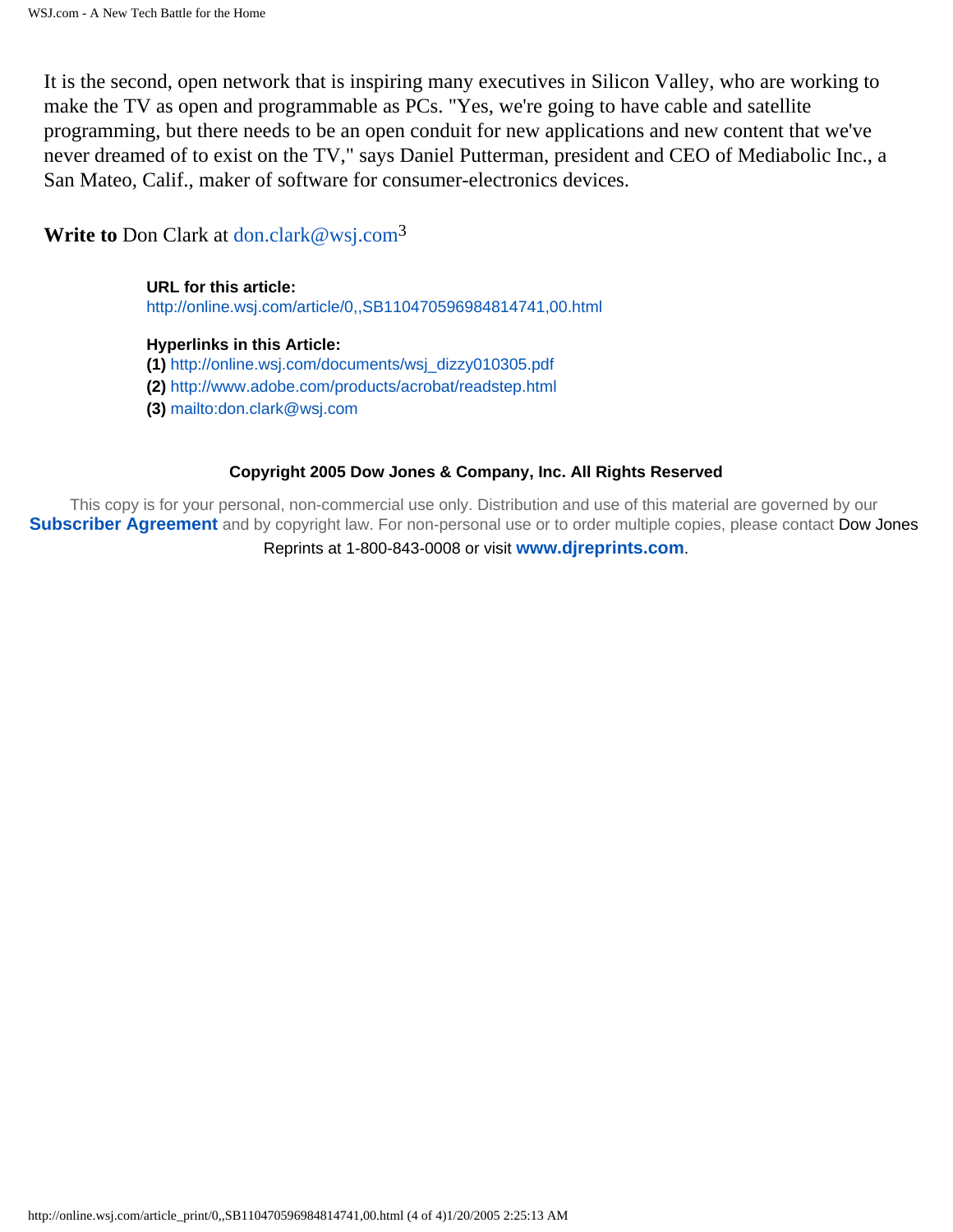It is the second, open network that is inspiring many executives in Silicon Valley, who are working to make the TV as open and programmable as PCs. "Yes, we're going to have cable and satellite programming, but there needs to be an open conduit for new applications and new content that we've never dreamed of to exist on the TV," says Daniel Putterman, president and CEO of Mediabolic Inc., a San Mateo, Calif., maker of software for consumer-electronics devices.

**Write to** Don Clark at don.clark@wsj.com[3]

**URL for this article:**
http://online.wsj.com/article/0,,SB110470596984814741,00.html

**Hyperlinks in this Article:**
**(1)** http://online.wsj.com/documents/wsj_dizzy010305.pdf
**(2)** http://www.adobe.com/products/acrobat/readstep.html
**(3)** mailto:don.clark@wsj.com

**Copyright 2005 Dow Jones & Company, Inc. All Rights Reserved**

This copy is for your personal, non-commercial use only. Distribution and use of this material are governed by our **Subscriber Agreement** and by copyright law. For non-personal use or to order multiple copies, please contact Dow Jones Reprints at 1-800-843-0008 or visit **www.djreprints.com**.